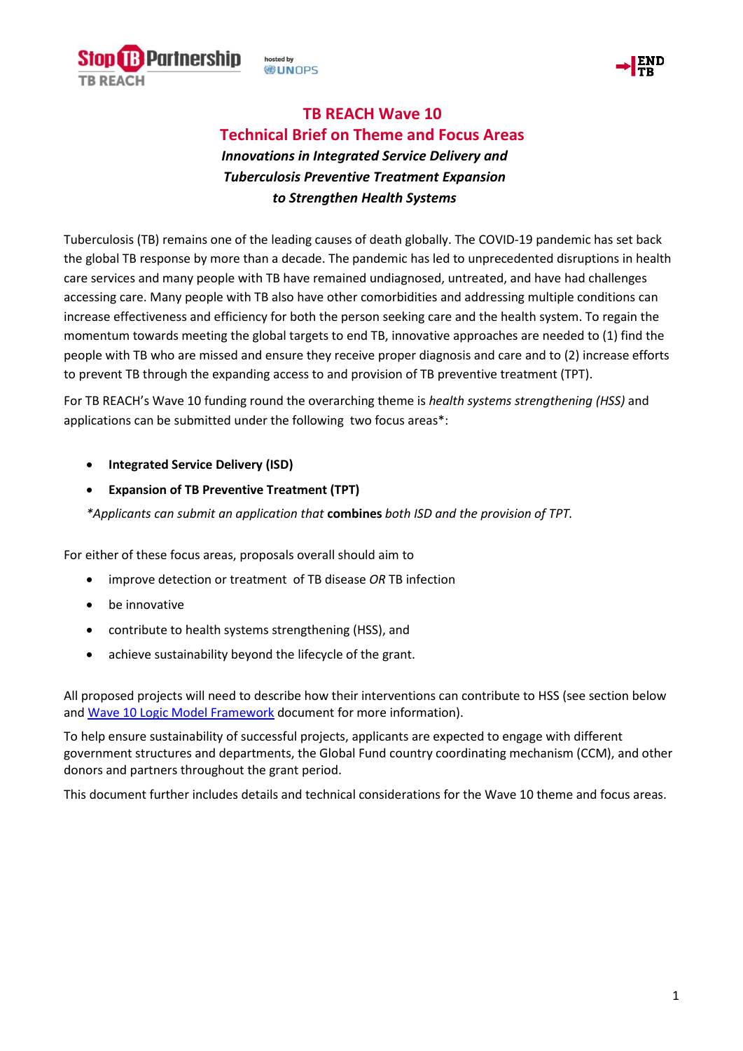# TB REACH Wave 10
## Technical Brief on Theme and Focus Areas
### *Innovations in Integrated Service Delivery and Tuberculosis Preventive Treatment Expansion to Strengthen Health Systems*

Tuberculosis (TB) remains one of the leading causes of death globally. The COVID-19 pandemic has set back the global TB response by more than a decade. The pandemic has led to unprecedented disruptions in health care services and many people with TB have remained undiagnosed, untreated, and have had challenges accessing care. Many people with TB also have other comorbidities and addressing multiple conditions can increase effectiveness and efficiency for both the person seeking care and the health system. To regain the momentum towards meeting the global targets to end TB, innovative approaches are needed to (1) find the people with TB who are missed and ensure they receive proper diagnosis and care and to (2) increase efforts to prevent TB through the expanding access to and provision of TB preventive treatment (TPT).

For TB REACH's Wave 10 funding round the overarching theme is *health systems strengthening (HSS)* and applications can be submitted under the following two focus areas*:

- **Integrated Service Delivery (ISD)**
- **Expansion of TB Preventive Treatment (TPT)**

*\*Applicants can submit an application that* **combines** *both ISD and the provision of TPT.*

For either of these focus areas, proposals overall should aim to

- improve detection or treatment of TB disease *OR* TB infection
- be innovative
- contribute to health systems strengthening (HSS), and
- achieve sustainability beyond the lifecycle of the grant.

All proposed projects will need to describe how their interventions can contribute to HSS (see section below and Wave 10 Logic Model Framework document for more information).

To help ensure sustainability of successful projects, applicants are expected to engage with different government structures and departments, the Global Fund country coordinating mechanism (CCM), and other donors and partners throughout the grant period.

This document further includes details and technical considerations for the Wave 10 theme and focus areas.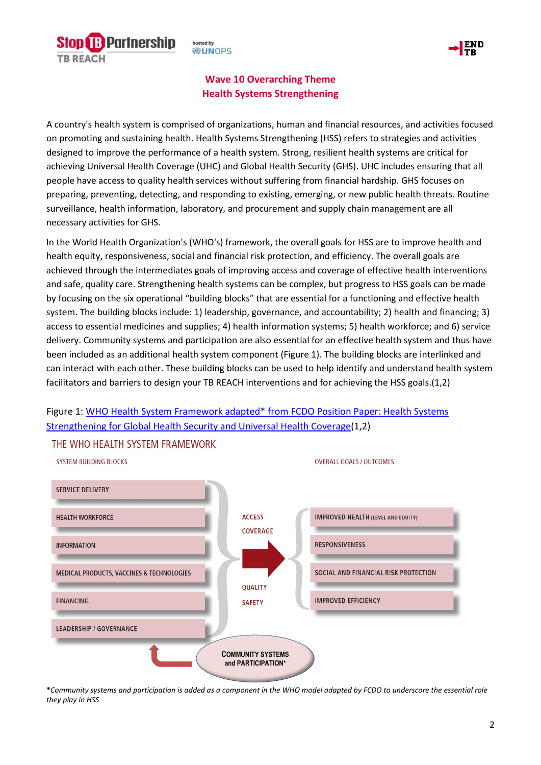## Wave 10 Overarching Theme
## Health Systems Strengthening

A country's health system is comprised of organizations, human and financial resources, and activities focused on promoting and sustaining health. Health Systems Strengthening (HSS) refers to strategies and activities designed to improve the performance of a health system. Strong, resilient health systems are critical for achieving Universal Health Coverage (UHC) and Global Health Security (GHS). UHC includes ensuring that all people have access to quality health services without suffering from financial hardship. GHS focuses on preparing, preventing, detecting, and responding to existing, emerging, or new public health threats. Routine surveillance, health information, laboratory, and procurement and supply chain management are all necessary activities for GHS.

In the World Health Organization's (WHO's) framework, the overall goals for HSS are to improve health and health equity, responsiveness, social and financial risk protection, and efficiency. The overall goals are achieved through the intermediates goals of improving access and coverage of effective health interventions and safe, quality care. Strengthening health systems can be complex, but progress to HSS goals can be made by focusing on the six operational "building blocks" that are essential for a functioning and effective health system. The building blocks include: 1) leadership, governance, and accountability; 2) health and financing; 3) access to essential medicines and supplies; 4) health information systems; 5) health workforce; and 6) service delivery. Community systems and participation are also essential for an effective health system and thus have been included as an additional health system component (Figure 1). The building blocks are interlinked and can interact with each other. These building blocks can be used to help identify and understand health system facilitators and barriers to design your TB REACH interventions and for achieving the HSS goals.(1,2)

Figure 1: WHO Health System Framework adapted* from FCDO Position Paper: Health Systems Strengthening for Global Health Security and Universal Health Coverage(1,2)

THE WHO HEALTH SYSTEM FRAMEWORK

| SYSTEM BUILDING BLOCKS | | OVERALL GOALS / OUTCOMES |
|---|---|---|
| SERVICE DELIVERY | ACCESS | IMPROVED HEALTH (LEVEL AND EQUITY) |
| HEALTH WORKFORCE | COVERAGE | RESPONSIVENESS |
| INFORMATION | QUALITY | SOCIAL AND FINANCIAL RISK PROTECTION |
| MEDICAL PRODUCTS, VACCINES & TECHNOLOGIES | SAFETY | IMPROVED EFFICIENCY |
| FINANCING | | |
| LEADERSHIP / GOVERNANCE | | |

COMMUNITY SYSTEMS and PARTICIPATION*

***Community systems and participation is added as a component in the WHO model adapted by FCDO to underscore the essential role they play in HSS*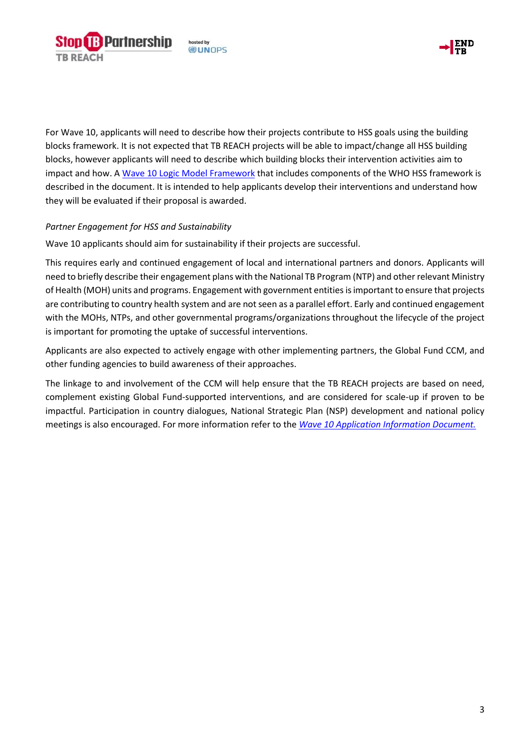For Wave 10, applicants will need to describe how their projects contribute to HSS goals using the building blocks framework. It is not expected that TB REACH projects will be able to impact/change all HSS building blocks, however applicants will need to describe which building blocks their intervention activities aim to impact and how. A Wave 10 Logic Model Framework that includes components of the WHO HSS framework is described in the document. It is intended to help applicants develop their interventions and understand how they will be evaluated if their proposal is awarded.

*Partner Engagement for HSS and Sustainability*

Wave 10 applicants should aim for sustainability if their projects are successful.

This requires early and continued engagement of local and international partners and donors. Applicants will need to briefly describe their engagement plans with the National TB Program (NTP) and other relevant Ministry of Health (MOH) units and programs. Engagement with government entities is important to ensure that projects are contributing to country health system and are not seen as a parallel effort. Early and continued engagement with the MOHs, NTPs, and other governmental programs/organizations throughout the lifecycle of the project is important for promoting the uptake of successful interventions.

Applicants are also expected to actively engage with other implementing partners, the Global Fund CCM, and other funding agencies to build awareness of their approaches.

The linkage to and involvement of the CCM will help ensure that the TB REACH projects are based on need, complement existing Global Fund-supported interventions, and are considered for scale-up if proven to be impactful. Participation in country dialogues, National Strategic Plan (NSP) development and national policy meetings is also encouraged. For more information refer to the *Wave 10 Application Information Document.*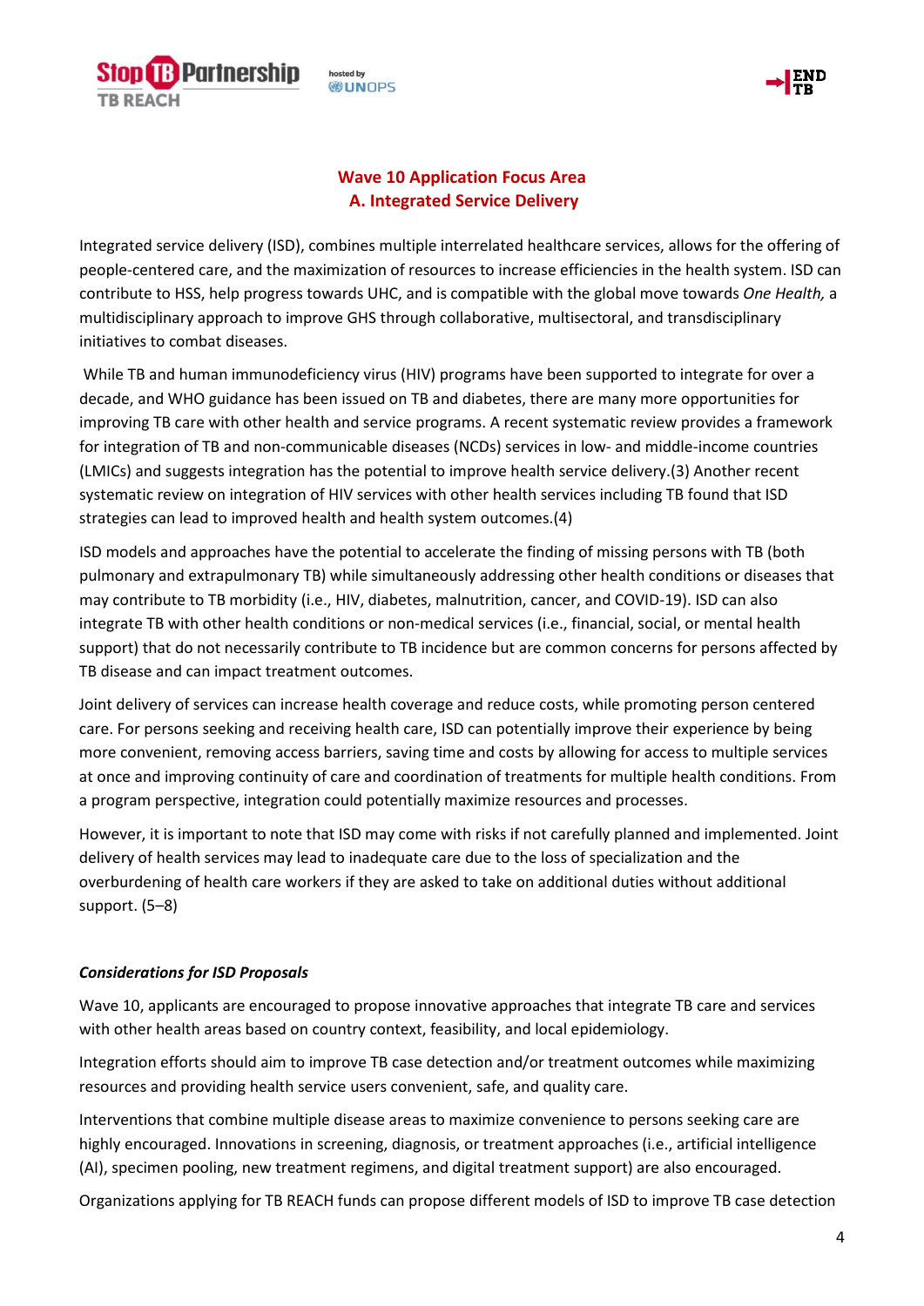## Wave 10 Application Focus Area
## A. Integrated Service Delivery

Integrated service delivery (ISD), combines multiple interrelated healthcare services, allows for the offering of people-centered care, and the maximization of resources to increase efficiencies in the health system. ISD can contribute to HSS, help progress towards UHC, and is compatible with the global move towards *One Health,* a multidisciplinary approach to improve GHS through collaborative, multisectoral, and transdisciplinary initiatives to combat diseases.

While TB and human immunodeficiency virus (HIV) programs have been supported to integrate for over a decade, and WHO guidance has been issued on TB and diabetes, there are many more opportunities for improving TB care with other health and service programs. A recent systematic review provides a framework for integration of TB and non-communicable diseases (NCDs) services in low- and middle-income countries (LMICs) and suggests integration has the potential to improve health service delivery.(3) Another recent systematic review on integration of HIV services with other health services including TB found that ISD strategies can lead to improved health and health system outcomes.(4)

ISD models and approaches have the potential to accelerate the finding of missing persons with TB (both pulmonary and extrapulmonary TB) while simultaneously addressing other health conditions or diseases that may contribute to TB morbidity (i.e., HIV, diabetes, malnutrition, cancer, and COVID-19). ISD can also integrate TB with other health conditions or non-medical services (i.e., financial, social, or mental health support) that do not necessarily contribute to TB incidence but are common concerns for persons affected by TB disease and can impact treatment outcomes.

Joint delivery of services can increase health coverage and reduce costs, while promoting person centered care. For persons seeking and receiving health care, ISD can potentially improve their experience by being more convenient, removing access barriers, saving time and costs by allowing for access to multiple services at once and improving continuity of care and coordination of treatments for multiple health conditions. From a program perspective, integration could potentially maximize resources and processes.

However, it is important to note that ISD may come with risks if not carefully planned and implemented. Joint delivery of health services may lead to inadequate care due to the loss of specialization and the overburdening of health care workers if they are asked to take on additional duties without additional support. (5–8)

### *Considerations for ISD Proposals*

Wave 10, applicants are encouraged to propose innovative approaches that integrate TB care and services with other health areas based on country context, feasibility, and local epidemiology.

Integration efforts should aim to improve TB case detection and/or treatment outcomes while maximizing resources and providing health service users convenient, safe, and quality care.

Interventions that combine multiple disease areas to maximize convenience to persons seeking care are highly encouraged. Innovations in screening, diagnosis, or treatment approaches (i.e., artificial intelligence (AI), specimen pooling, new treatment regimens, and digital treatment support) are also encouraged.

Organizations applying for TB REACH funds can propose different models of ISD to improve TB case detection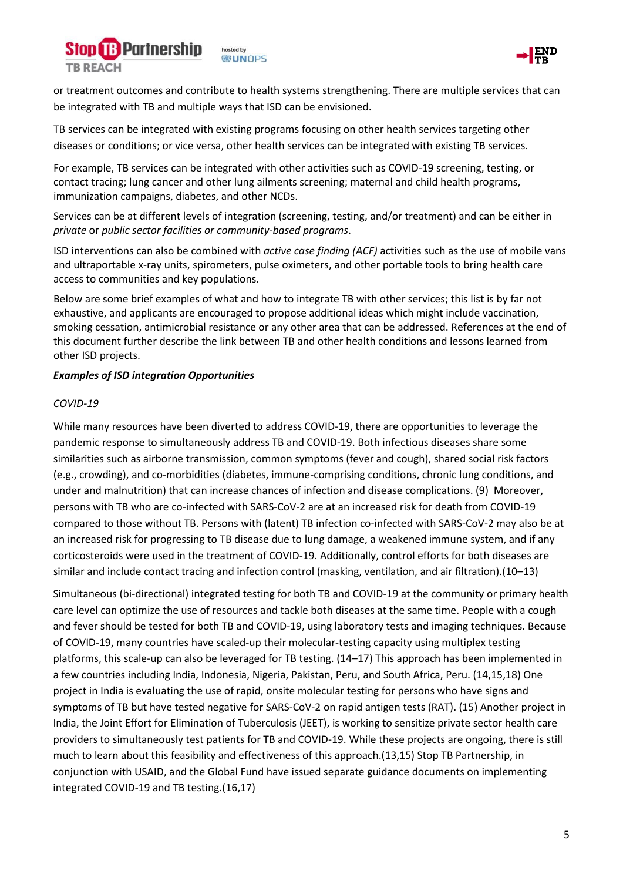or treatment outcomes and contribute to health systems strengthening. There are multiple services that can be integrated with TB and multiple ways that ISD can be envisioned.

TB services can be integrated with existing programs focusing on other health services targeting other diseases or conditions; or vice versa, other health services can be integrated with existing TB services.

For example, TB services can be integrated with other activities such as COVID-19 screening, testing, or contact tracing; lung cancer and other lung ailments screening; maternal and child health programs, immunization campaigns, diabetes, and other NCDs.

Services can be at different levels of integration (screening, testing, and/or treatment) and can be either in *private* or *public sector facilities or community-based programs*.

ISD interventions can also be combined with *active case finding (ACF)* activities such as the use of mobile vans and ultraportable x-ray units, spirometers, pulse oximeters, and other portable tools to bring health care access to communities and key populations.

Below are some brief examples of what and how to integrate TB with other services; this list is by far not exhaustive, and applicants are encouraged to propose additional ideas which might include vaccination, smoking cessation, antimicrobial resistance or any other area that can be addressed. References at the end of this document further describe the link between TB and other health conditions and lessons learned from other ISD projects.

***Examples of ISD integration Opportunities***

*COVID-19*

While many resources have been diverted to address COVID-19, there are opportunities to leverage the pandemic response to simultaneously address TB and COVID-19. Both infectious diseases share some similarities such as airborne transmission, common symptoms (fever and cough), shared social risk factors (e.g., crowding), and co-morbidities (diabetes, immune-comprising conditions, chronic lung conditions, and under and malnutrition) that can increase chances of infection and disease complications. (9) Moreover, persons with TB who are co-infected with SARS-CoV-2 are at an increased risk for death from COVID-19 compared to those without TB. Persons with (latent) TB infection co-infected with SARS-CoV-2 may also be at an increased risk for progressing to TB disease due to lung damage, a weakened immune system, and if any corticosteroids were used in the treatment of COVID-19. Additionally, control efforts for both diseases are similar and include contact tracing and infection control (masking, ventilation, and air filtration).(10–13)

Simultaneous (bi-directional) integrated testing for both TB and COVID-19 at the community or primary health care level can optimize the use of resources and tackle both diseases at the same time. People with a cough and fever should be tested for both TB and COVID-19, using laboratory tests and imaging techniques. Because of COVID-19, many countries have scaled-up their molecular-testing capacity using multiplex testing platforms, this scale-up can also be leveraged for TB testing. (14–17) This approach has been implemented in a few countries including India, Indonesia, Nigeria, Pakistan, Peru, and South Africa, Peru. (14,15,18) One project in India is evaluating the use of rapid, onsite molecular testing for persons who have signs and symptoms of TB but have tested negative for SARS-CoV-2 on rapid antigen tests (RAT). (15) Another project in India, the Joint Effort for Elimination of Tuberculosis (JEET), is working to sensitize private sector health care providers to simultaneously test patients for TB and COVID-19. While these projects are ongoing, there is still much to learn about this feasibility and effectiveness of this approach.(13,15) Stop TB Partnership, in conjunction with USAID, and the Global Fund have issued separate guidance documents on implementing integrated COVID-19 and TB testing.(16,17)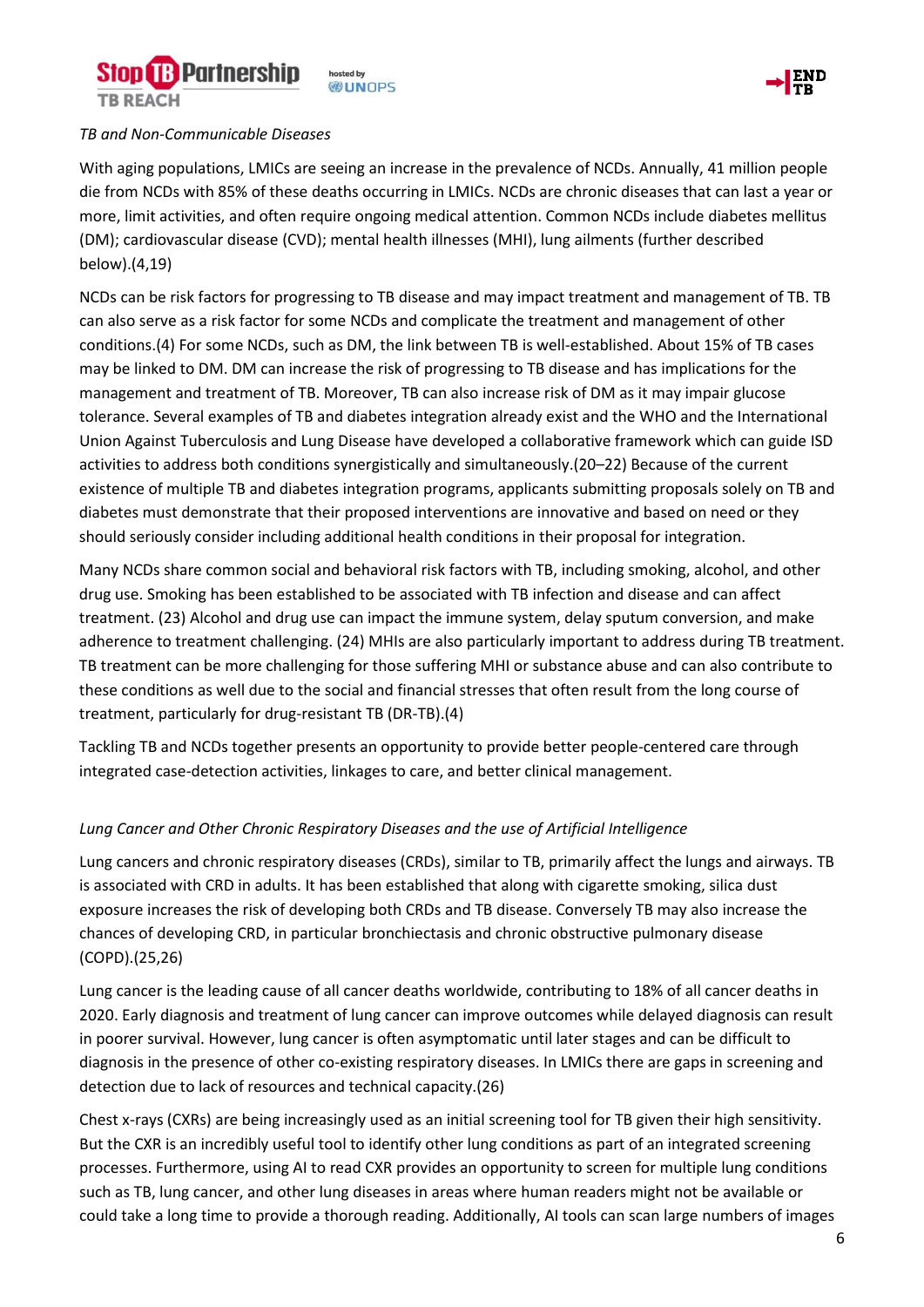*TB and Non-Communicable Diseases*

With aging populations, LMICs are seeing an increase in the prevalence of NCDs. Annually, 41 million people die from NCDs with 85% of these deaths occurring in LMICs. NCDs are chronic diseases that can last a year or more, limit activities, and often require ongoing medical attention. Common NCDs include diabetes mellitus (DM); cardiovascular disease (CVD); mental health illnesses (MHI), lung ailments (further described below).(4,19)

NCDs can be risk factors for progressing to TB disease and may impact treatment and management of TB. TB can also serve as a risk factor for some NCDs and complicate the treatment and management of other conditions.(4) For some NCDs, such as DM, the link between TB is well-established. About 15% of TB cases may be linked to DM. DM can increase the risk of progressing to TB disease and has implications for the management and treatment of TB. Moreover, TB can also increase risk of DM as it may impair glucose tolerance. Several examples of TB and diabetes integration already exist and the WHO and the International Union Against Tuberculosis and Lung Disease have developed a collaborative framework which can guide ISD activities to address both conditions synergistically and simultaneously.(20–22) Because of the current existence of multiple TB and diabetes integration programs, applicants submitting proposals solely on TB and diabetes must demonstrate that their proposed interventions are innovative and based on need or they should seriously consider including additional health conditions in their proposal for integration.

Many NCDs share common social and behavioral risk factors with TB, including smoking, alcohol, and other drug use. Smoking has been established to be associated with TB infection and disease and can affect treatment. (23) Alcohol and drug use can impact the immune system, delay sputum conversion, and make adherence to treatment challenging. (24) MHIs are also particularly important to address during TB treatment. TB treatment can be more challenging for those suffering MHI or substance abuse and can also contribute to these conditions as well due to the social and financial stresses that often result from the long course of treatment, particularly for drug-resistant TB (DR-TB).(4)

Tackling TB and NCDs together presents an opportunity to provide better people-centered care through integrated case-detection activities, linkages to care, and better clinical management.

*Lung Cancer and Other Chronic Respiratory Diseases and the use of Artificial Intelligence*

Lung cancers and chronic respiratory diseases (CRDs), similar to TB, primarily affect the lungs and airways. TB is associated with CRD in adults. It has been established that along with cigarette smoking, silica dust exposure increases the risk of developing both CRDs and TB disease. Conversely TB may also increase the chances of developing CRD, in particular bronchiectasis and chronic obstructive pulmonary disease (COPD).(25,26)

Lung cancer is the leading cause of all cancer deaths worldwide, contributing to 18% of all cancer deaths in 2020. Early diagnosis and treatment of lung cancer can improve outcomes while delayed diagnosis can result in poorer survival. However, lung cancer is often asymptomatic until later stages and can be difficult to diagnosis in the presence of other co-existing respiratory diseases. In LMICs there are gaps in screening and detection due to lack of resources and technical capacity.(26)

Chest x-rays (CXRs) are being increasingly used as an initial screening tool for TB given their high sensitivity. But the CXR is an incredibly useful tool to identify other lung conditions as part of an integrated screening processes. Furthermore, using AI to read CXR provides an opportunity to screen for multiple lung conditions such as TB, lung cancer, and other lung diseases in areas where human readers might not be available or could take a long time to provide a thorough reading. Additionally, AI tools can scan large numbers of images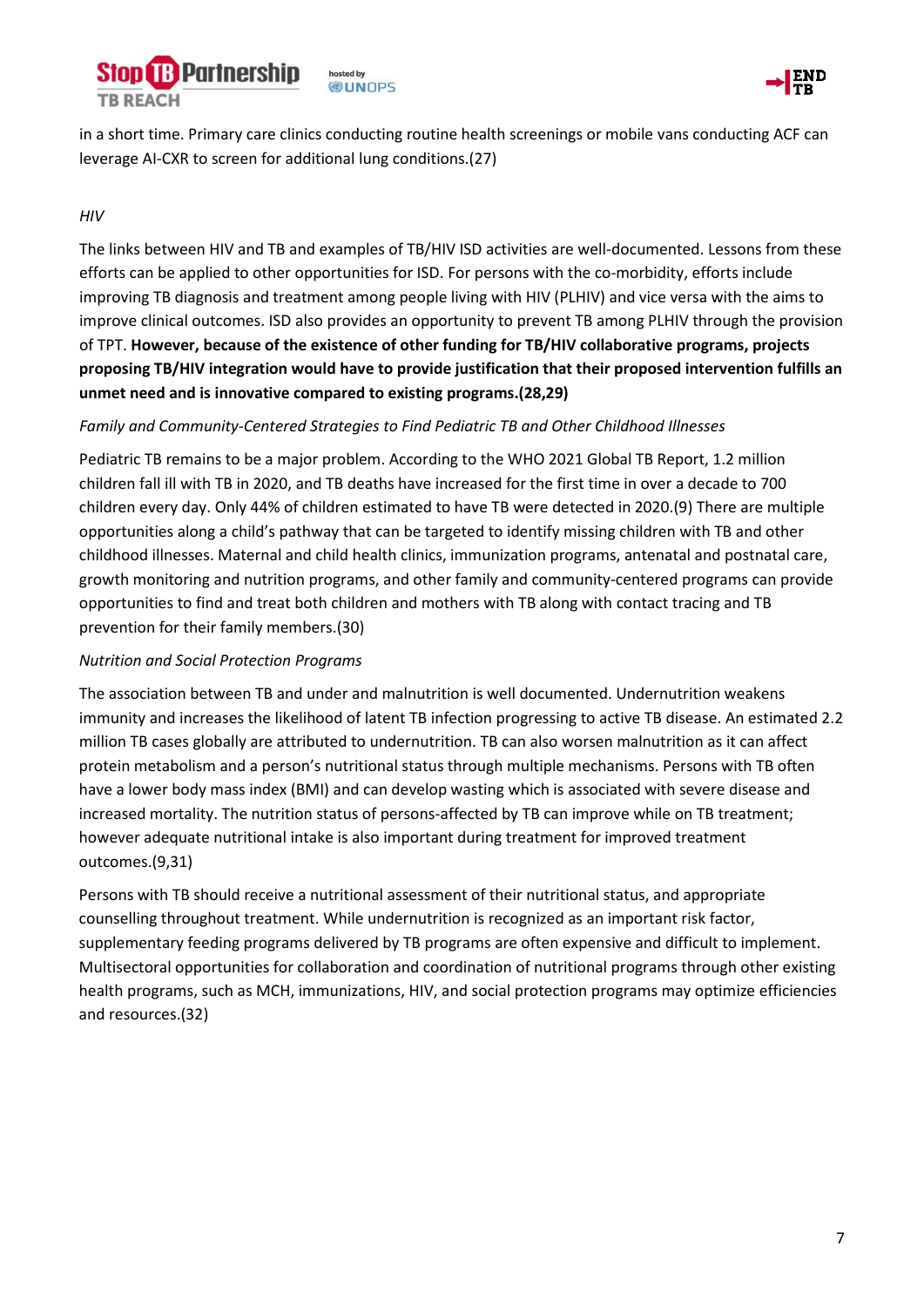in a short time. Primary care clinics conducting routine health screenings or mobile vans conducting ACF can leverage AI-CXR to screen for additional lung conditions.(27)

*HIV*

The links between HIV and TB and examples of TB/HIV ISD activities are well-documented. Lessons from these efforts can be applied to other opportunities for ISD. For persons with the co-morbidity, efforts include improving TB diagnosis and treatment among people living with HIV (PLHIV) and vice versa with the aims to improve clinical outcomes. ISD also provides an opportunity to prevent TB among PLHIV through the provision of TPT. **However, because of the existence of other funding for TB/HIV collaborative programs, projects proposing TB/HIV integration would have to provide justification that their proposed intervention fulfills an unmet need and is innovative compared to existing programs.(28,29)**

*Family and Community-Centered Strategies to Find Pediatric TB and Other Childhood Illnesses*

Pediatric TB remains to be a major problem. According to the WHO 2021 Global TB Report, 1.2 million children fall ill with TB in 2020, and TB deaths have increased for the first time in over a decade to 700 children every day. Only 44% of children estimated to have TB were detected in 2020.(9) There are multiple opportunities along a child's pathway that can be targeted to identify missing children with TB and other childhood illnesses. Maternal and child health clinics, immunization programs, antenatal and postnatal care, growth monitoring and nutrition programs, and other family and community-centered programs can provide opportunities to find and treat both children and mothers with TB along with contact tracing and TB prevention for their family members.(30)

*Nutrition and Social Protection Programs*

The association between TB and under and malnutrition is well documented. Undernutrition weakens immunity and increases the likelihood of latent TB infection progressing to active TB disease. An estimated 2.2 million TB cases globally are attributed to undernutrition. TB can also worsen malnutrition as it can affect protein metabolism and a person's nutritional status through multiple mechanisms. Persons with TB often have a lower body mass index (BMI) and can develop wasting which is associated with severe disease and increased mortality. The nutrition status of persons-affected by TB can improve while on TB treatment; however adequate nutritional intake is also important during treatment for improved treatment outcomes.(9,31)

Persons with TB should receive a nutritional assessment of their nutritional status, and appropriate counselling throughout treatment. While undernutrition is recognized as an important risk factor, supplementary feeding programs delivered by TB programs are often expensive and difficult to implement. Multisectoral opportunities for collaboration and coordination of nutritional programs through other existing health programs, such as MCH, immunizations, HIV, and social protection programs may optimize efficiencies and resources.(32)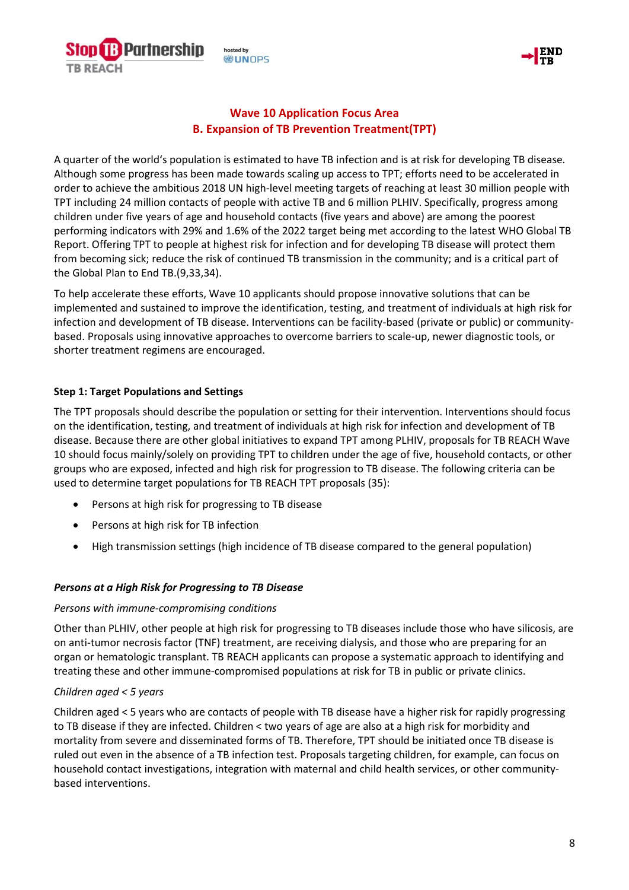## Wave 10 Application Focus Area
## B. Expansion of TB Prevention Treatment(TPT)

A quarter of the world's population is estimated to have TB infection and is at risk for developing TB disease. Although some progress has been made towards scaling up access to TPT; efforts need to be accelerated in order to achieve the ambitious 2018 UN high-level meeting targets of reaching at least 30 million people with TPT including 24 million contacts of people with active TB and 6 million PLHIV. Specifically, progress among children under five years of age and household contacts (five years and above) are among the poorest performing indicators with 29% and 1.6% of the 2022 target being met according to the latest WHO Global TB Report. Offering TPT to people at highest risk for infection and for developing TB disease will protect them from becoming sick; reduce the risk of continued TB transmission in the community; and is a critical part of the Global Plan to End TB.(9,33,34).

To help accelerate these efforts, Wave 10 applicants should propose innovative solutions that can be implemented and sustained to improve the identification, testing, and treatment of individuals at high risk for infection and development of TB disease. Interventions can be facility-based (private or public) or community-based. Proposals using innovative approaches to overcome barriers to scale-up, newer diagnostic tools, or shorter treatment regimens are encouraged.

**Step 1: Target Populations and Settings**

The TPT proposals should describe the population or setting for their intervention. Interventions should focus on the identification, testing, and treatment of individuals at high risk for infection and development of TB disease. Because there are other global initiatives to expand TPT among PLHIV, proposals for TB REACH Wave 10 should focus mainly/solely on providing TPT to children under the age of five, household contacts, or other groups who are exposed, infected and high risk for progression to TB disease. The following criteria can be used to determine target populations for TB REACH TPT proposals (35):

- Persons at high risk for progressing to TB disease
- Persons at high risk for TB infection
- High transmission settings (high incidence of TB disease compared to the general population)

***Persons at a High Risk for Progressing to TB Disease***

*Persons with immune-compromising conditions*

Other than PLHIV, other people at high risk for progressing to TB diseases include those who have silicosis, are on anti-tumor necrosis factor (TNF) treatment, are receiving dialysis, and those who are preparing for an organ or hematologic transplant. TB REACH applicants can propose a systematic approach to identifying and treating these and other immune-compromised populations at risk for TB in public or private clinics.

*Children aged < 5 years*

Children aged < 5 years who are contacts of people with TB disease have a higher risk for rapidly progressing to TB disease if they are infected. Children < two years of age are also at a high risk for morbidity and mortality from severe and disseminated forms of TB. Therefore, TPT should be initiated once TB disease is ruled out even in the absence of a TB infection test. Proposals targeting children, for example, can focus on household contact investigations, integration with maternal and child health services, or other community-based interventions.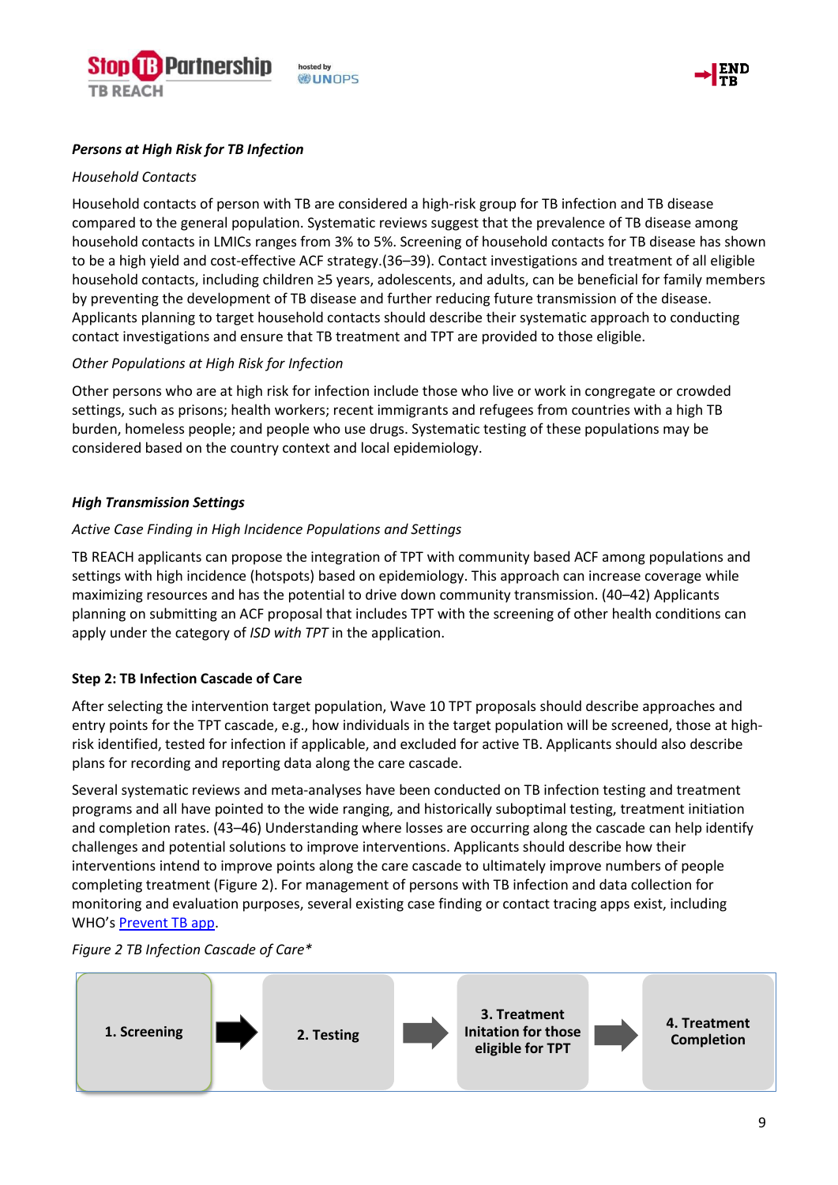***Persons at High Risk for TB Infection***

*Household Contacts*

Household contacts of person with TB are considered a high-risk group for TB infection and TB disease compared to the general population. Systematic reviews suggest that the prevalence of TB disease among household contacts in LMICs ranges from 3% to 5%. Screening of household contacts for TB disease has shown to be a high yield and cost-effective ACF strategy.(36–39). Contact investigations and treatment of all eligible household contacts, including children ≥5 years, adolescents, and adults, can be beneficial for family members by preventing the development of TB disease and further reducing future transmission of the disease. Applicants planning to target household contacts should describe their systematic approach to conducting contact investigations and ensure that TB treatment and TPT are provided to those eligible.

*Other Populations at High Risk for Infection*

Other persons who are at high risk for infection include those who live or work in congregate or crowded settings, such as prisons; health workers; recent immigrants and refugees from countries with a high TB burden, homeless people; and people who use drugs. Systematic testing of these populations may be considered based on the country context and local epidemiology.

***High Transmission Settings***

*Active Case Finding in High Incidence Populations and Settings*

TB REACH applicants can propose the integration of TPT with community based ACF among populations and settings with high incidence (hotspots) based on epidemiology. This approach can increase coverage while maximizing resources and has the potential to drive down community transmission. (40–42) Applicants planning on submitting an ACF proposal that includes TPT with the screening of other health conditions can apply under the category of *ISD with TPT* in the application.

**Step 2: TB Infection Cascade of Care**

After selecting the intervention target population, Wave 10 TPT proposals should describe approaches and entry points for the TPT cascade, e.g., how individuals in the target population will be screened, those at high-risk identified, tested for infection if applicable, and excluded for active TB. Applicants should also describe plans for recording and reporting data along the care cascade.

Several systematic reviews and meta-analyses have been conducted on TB infection testing and treatment programs and all have pointed to the wide ranging, and historically suboptimal testing, treatment initiation and completion rates. (43–46) Understanding where losses are occurring along the cascade can help identify challenges and potential solutions to improve interventions. Applicants should describe how their interventions intend to improve points along the care cascade to ultimately improve numbers of people completing treatment (Figure 2). For management of persons with TB infection and data collection for monitoring and evaluation purposes, several existing case finding or contact tracing apps exist, including WHO's [Prevent TB app](Prevent TB app).

*Figure 2 TB Infection Cascade of Care\**

1. Screening → 2. Testing → 3. Treatment Initation for those eligible for TPT → 4. Treatment Completion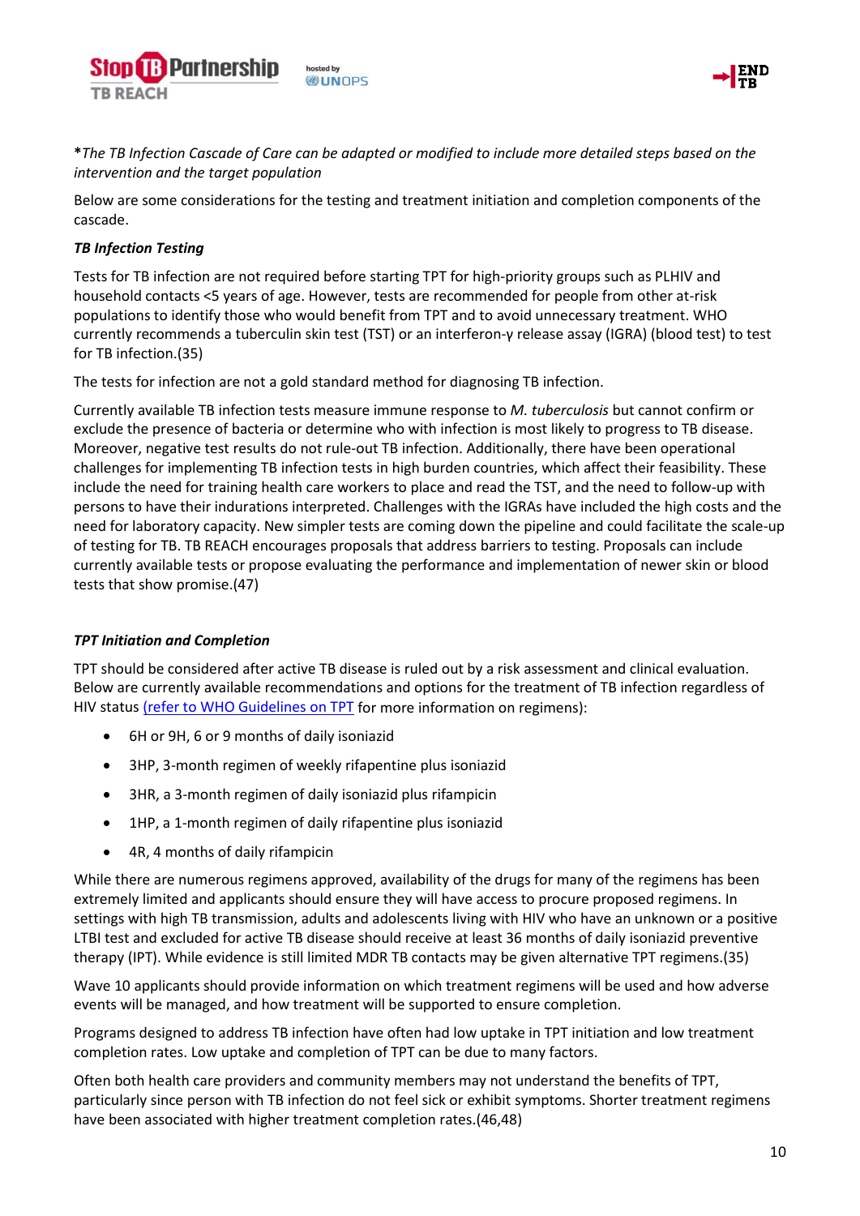**\***\**The TB Infection Cascade of Care can be adapted or modified to include more detailed steps based on the intervention and the target population*

Below are some considerations for the testing and treatment initiation and completion components of the cascade.

***TB Infection Testing***

Tests for TB infection are not required before starting TPT for high-priority groups such as PLHIV and household contacts <5 years of age. However, tests are recommended for people from other at-risk populations to identify those who would benefit from TPT and to avoid unnecessary treatment. WHO currently recommends a tuberculin skin test (TST) or an interferon-γ release assay (IGRA) (blood test) to test for TB infection.(35)

The tests for infection are not a gold standard method for diagnosing TB infection.

Currently available TB infection tests measure immune response to *M. tuberculosis* but cannot confirm or exclude the presence of bacteria or determine who with infection is most likely to progress to TB disease. Moreover, negative test results do not rule-out TB infection. Additionally, there have been operational challenges for implementing TB infection tests in high burden countries, which affect their feasibility. These include the need for training health care workers to place and read the TST, and the need to follow-up with persons to have their indurations interpreted. Challenges with the IGRAs have included the high costs and the need for laboratory capacity. New simpler tests are coming down the pipeline and could facilitate the scale-up of testing for TB. TB REACH encourages proposals that address barriers to testing. Proposals can include currently available tests or propose evaluating the performance and implementation of newer skin or blood tests that show promise.(47)

***TPT Initiation and Completion***

TPT should be considered after active TB disease is ruled out by a risk assessment and clinical evaluation. Below are currently available recommendations and options for the treatment of TB infection regardless of HIV status [(refer to WHO Guidelines on TPT]() for more information on regimens):

- 6H or 9H, 6 or 9 months of daily isoniazid
- 3HP, 3-month regimen of weekly rifapentine plus isoniazid
- 3HR, a 3-month regimen of daily isoniazid plus rifampicin
- 1HP, a 1-month regimen of daily rifapentine plus isoniazid
- 4R, 4 months of daily rifampicin

While there are numerous regimens approved, availability of the drugs for many of the regimens has been extremely limited and applicants should ensure they will have access to procure proposed regimens. In settings with high TB transmission, adults and adolescents living with HIV who have an unknown or a positive LTBI test and excluded for active TB disease should receive at least 36 months of daily isoniazid preventive therapy (IPT). While evidence is still limited MDR TB contacts may be given alternative TPT regimens.(35)

Wave 10 applicants should provide information on which treatment regimens will be used and how adverse events will be managed, and how treatment will be supported to ensure completion.

Programs designed to address TB infection have often had low uptake in TPT initiation and low treatment completion rates. Low uptake and completion of TPT can be due to many factors.

Often both health care providers and community members may not understand the benefits of TPT, particularly since person with TB infection do not feel sick or exhibit symptoms. Shorter treatment regimens have been associated with higher treatment completion rates.(46,48)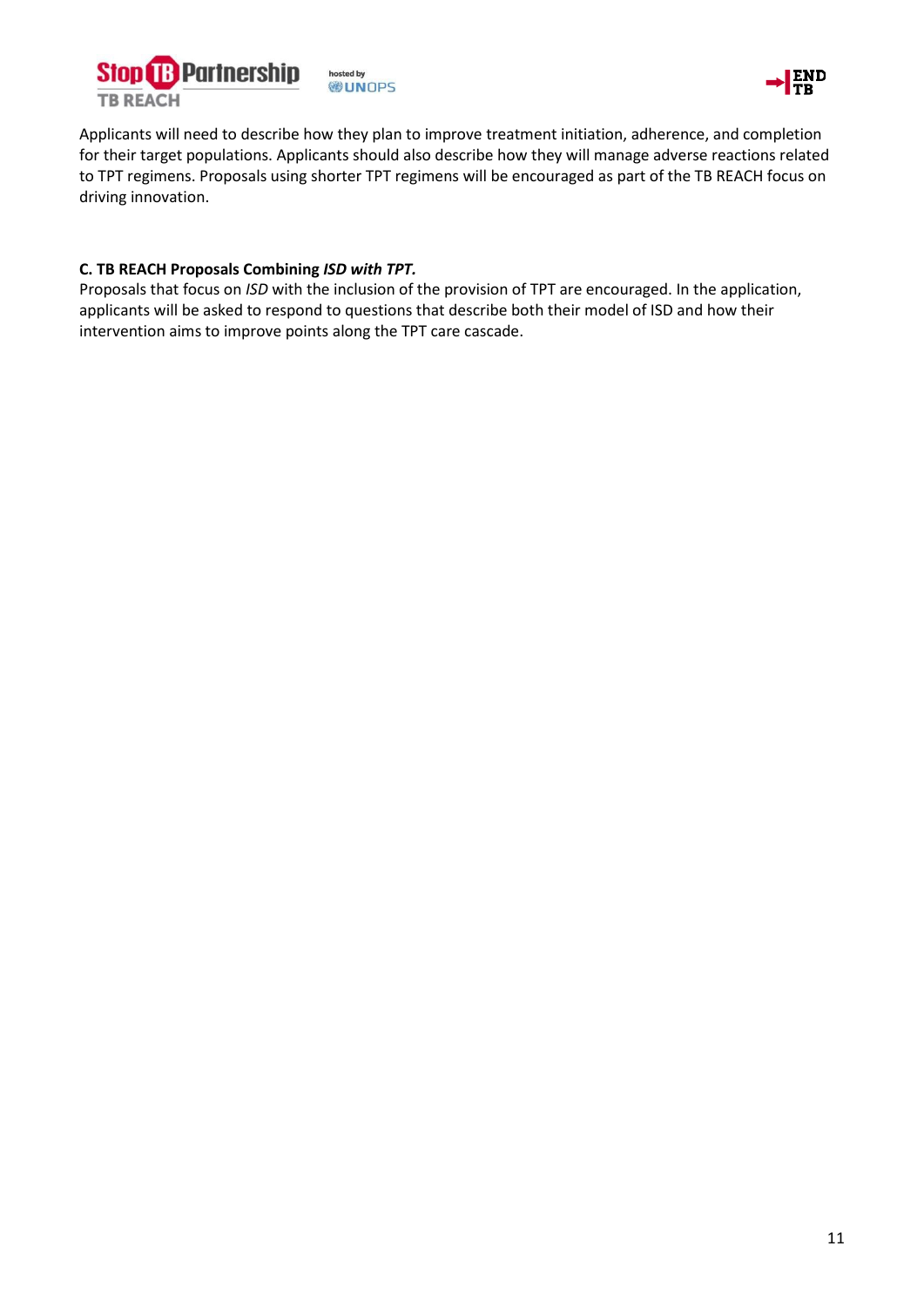Applicants will need to describe how they plan to improve treatment initiation, adherence, and completion for their target populations. Applicants should also describe how they will manage adverse reactions related to TPT regimens. Proposals using shorter TPT regimens will be encouraged as part of the TB REACH focus on driving innovation.

**C. TB REACH Proposals Combining *ISD with TPT.***

Proposals that focus on *ISD* with the inclusion of the provision of TPT are encouraged. In the application, applicants will be asked to respond to questions that describe both their model of ISD and how their intervention aims to improve points along the TPT care cascade.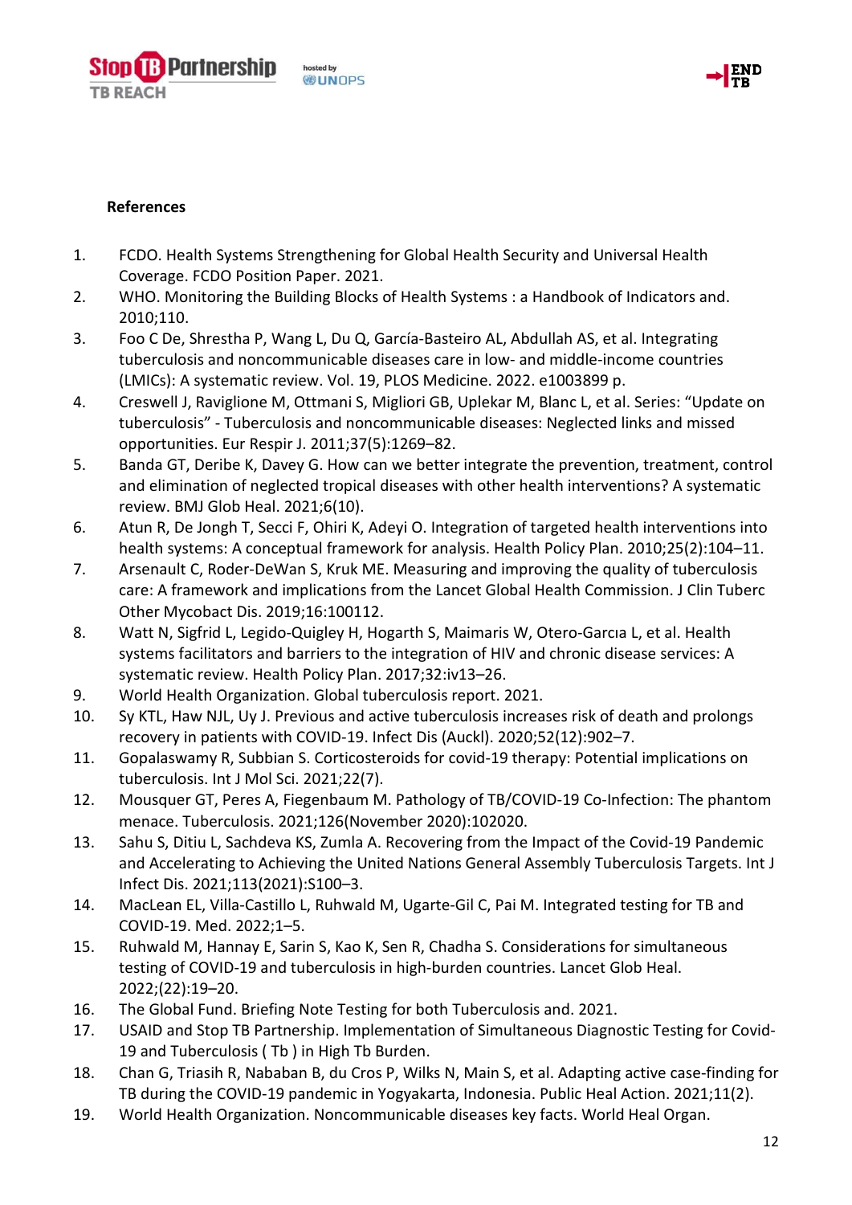**References**

1. FCDO. Health Systems Strengthening for Global Health Security and Universal Health Coverage. FCDO Position Paper. 2021.
2. WHO. Monitoring the Building Blocks of Health Systems : a Handbook of Indicators and. 2010;110.
3. Foo C De, Shrestha P, Wang L, Du Q, García-Basteiro AL, Abdullah AS, et al. Integrating tuberculosis and noncommunicable diseases care in low- and middle-income countries (LMICs): A systematic review. Vol. 19, PLOS Medicine. 2022. e1003899 p.
4. Creswell J, Raviglione M, Ottmani S, Migliori GB, Uplekar M, Blanc L, et al. Series: "Update on tuberculosis" - Tuberculosis and noncommunicable diseases: Neglected links and missed opportunities. Eur Respir J. 2011;37(5):1269–82.
5. Banda GT, Deribe K, Davey G. How can we better integrate the prevention, treatment, control and elimination of neglected tropical diseases with other health interventions? A systematic review. BMJ Glob Heal. 2021;6(10).
6. Atun R, De Jongh T, Secci F, Ohiri K, Adeyi O. Integration of targeted health interventions into health systems: A conceptual framework for analysis. Health Policy Plan. 2010;25(2):104–11.
7. Arsenault C, Roder-DeWan S, Kruk ME. Measuring and improving the quality of tuberculosis care: A framework and implications from the Lancet Global Health Commission. J Clin Tuberc Other Mycobact Dis. 2019;16:100112.
8. Watt N, Sigfrid L, Legido-Quigley H, Hogarth S, Maimaris W, Otero-Garcıa L, et al. Health systems facilitators and barriers to the integration of HIV and chronic disease services: A systematic review. Health Policy Plan. 2017;32:iv13–26.
9. World Health Organization. Global tuberculosis report. 2021.
10. Sy KTL, Haw NJL, Uy J. Previous and active tuberculosis increases risk of death and prolongs recovery in patients with COVID-19. Infect Dis (Auckl). 2020;52(12):902–7.
11. Gopalaswamy R, Subbian S. Corticosteroids for covid-19 therapy: Potential implications on tuberculosis. Int J Mol Sci. 2021;22(7).
12. Mousquer GT, Peres A, Fiegenbaum M. Pathology of TB/COVID-19 Co-Infection: The phantom menace. Tuberculosis. 2021;126(November 2020):102020.
13. Sahu S, Ditiu L, Sachdeva KS, Zumla A. Recovering from the Impact of the Covid-19 Pandemic and Accelerating to Achieving the United Nations General Assembly Tuberculosis Targets. Int J Infect Dis. 2021;113(2021):S100–3.
14. MacLean EL, Villa-Castillo L, Ruhwald M, Ugarte-Gil C, Pai M. Integrated testing for TB and COVID-19. Med. 2022;1–5.
15. Ruhwald M, Hannay E, Sarin S, Kao K, Sen R, Chadha S. Considerations for simultaneous testing of COVID-19 and tuberculosis in high-burden countries. Lancet Glob Heal. 2022;(22):19–20.
16. The Global Fund. Briefing Note Testing for both Tuberculosis and. 2021.
17. USAID and Stop TB Partnership. Implementation of Simultaneous Diagnostic Testing for Covid-19 and Tuberculosis ( Tb ) in High Tb Burden.
18. Chan G, Triasih R, Nababan B, du Cros P, Wilks N, Main S, et al. Adapting active case-finding for TB during the COVID-19 pandemic in Yogyakarta, Indonesia. Public Heal Action. 2021;11(2).
19. World Health Organization. Noncommunicable diseases key facts. World Heal Organ.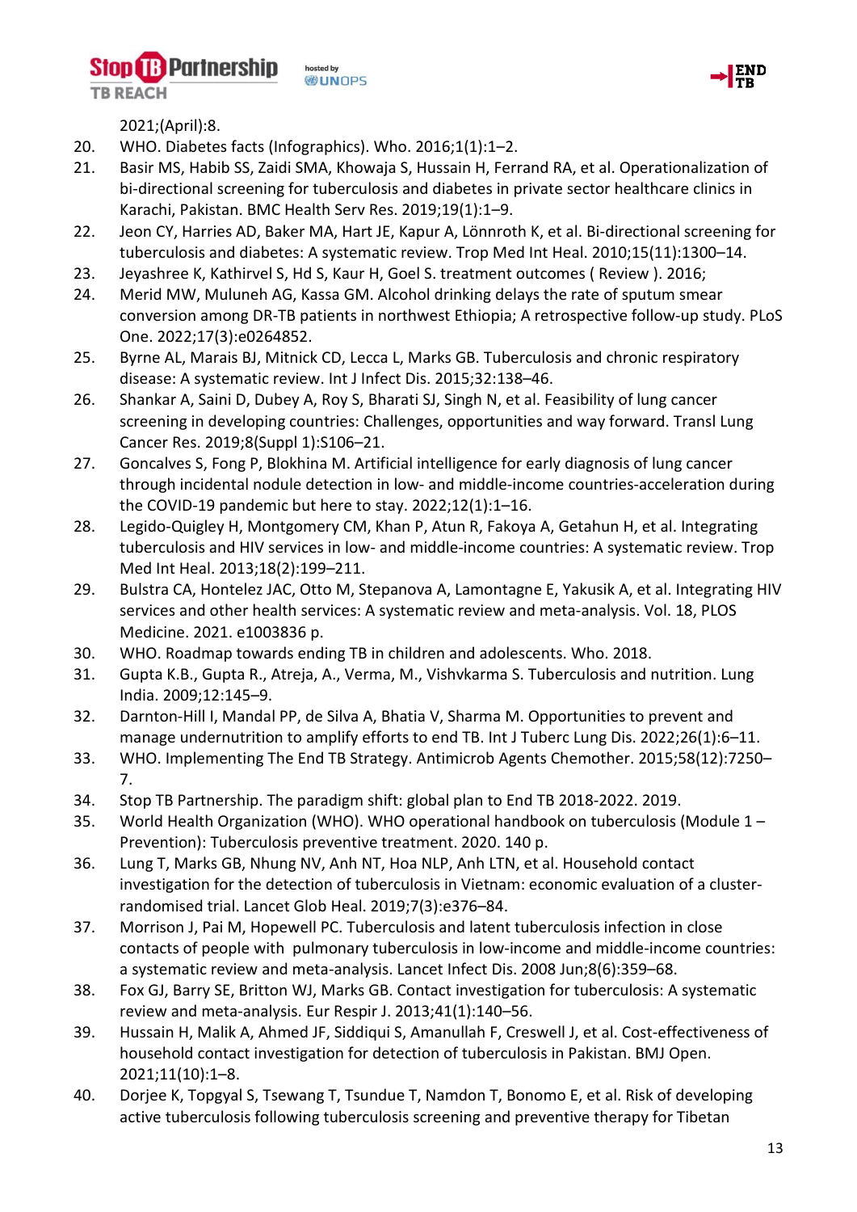2021;(April):8.

20. WHO. Diabetes facts (Infographics). Who. 2016;1(1):1–2.
21. Basir MS, Habib SS, Zaidi SMA, Khowaja S, Hussain H, Ferrand RA, et al. Operationalization of bi-directional screening for tuberculosis and diabetes in private sector healthcare clinics in Karachi, Pakistan. BMC Health Serv Res. 2019;19(1):1–9.
22. Jeon CY, Harries AD, Baker MA, Hart JE, Kapur A, Lönnroth K, et al. Bi-directional screening for tuberculosis and diabetes: A systematic review. Trop Med Int Heal. 2010;15(11):1300–14.
23. Jeyashree K, Kathirvel S, Hd S, Kaur H, Goel S. treatment outcomes ( Review ). 2016;
24. Merid MW, Muluneh AG, Kassa GM. Alcohol drinking delays the rate of sputum smear conversion among DR-TB patients in northwest Ethiopia; A retrospective follow-up study. PLoS One. 2022;17(3):e0264852.
25. Byrne AL, Marais BJ, Mitnick CD, Lecca L, Marks GB. Tuberculosis and chronic respiratory disease: A systematic review. Int J Infect Dis. 2015;32:138–46.
26. Shankar A, Saini D, Dubey A, Roy S, Bharati SJ, Singh N, et al. Feasibility of lung cancer screening in developing countries: Challenges, opportunities and way forward. Transl Lung Cancer Res. 2019;8(Suppl 1):S106–21.
27. Goncalves S, Fong P, Blokhina M. Artificial intelligence for early diagnosis of lung cancer through incidental nodule detection in low- and middle-income countries-acceleration during the COVID-19 pandemic but here to stay. 2022;12(1):1–16.
28. Legido-Quigley H, Montgomery CM, Khan P, Atun R, Fakoya A, Getahun H, et al. Integrating tuberculosis and HIV services in low- and middle-income countries: A systematic review. Trop Med Int Heal. 2013;18(2):199–211.
29. Bulstra CA, Hontelez JAC, Otto M, Stepanova A, Lamontagne E, Yakusik A, et al. Integrating HIV services and other health services: A systematic review and meta-analysis. Vol. 18, PLOS Medicine. 2021. e1003836 p.
30. WHO. Roadmap towards ending TB in children and adolescents. Who. 2018.
31. Gupta K.B., Gupta R., Atreja, A., Verma, M., Vishvkarma S. Tuberculosis and nutrition. Lung India. 2009;12:145–9.
32. Darnton-Hill I, Mandal PP, de Silva A, Bhatia V, Sharma M. Opportunities to prevent and manage undernutrition to amplify efforts to end TB. Int J Tuberc Lung Dis. 2022;26(1):6–11.
33. WHO. Implementing The End TB Strategy. Antimicrob Agents Chemother. 2015;58(12):7250–7.
34. Stop TB Partnership. The paradigm shift: global plan to End TB 2018-2022. 2019.
35. World Health Organization (WHO). WHO operational handbook on tuberculosis (Module 1 – Prevention): Tuberculosis preventive treatment. 2020. 140 p.
36. Lung T, Marks GB, Nhung NV, Anh NT, Hoa NLP, Anh LTN, et al. Household contact investigation for the detection of tuberculosis in Vietnam: economic evaluation of a cluster-randomised trial. Lancet Glob Heal. 2019;7(3):e376–84.
37. Morrison J, Pai M, Hopewell PC. Tuberculosis and latent tuberculosis infection in close contacts of people with pulmonary tuberculosis in low-income and middle-income countries: a systematic review and meta-analysis. Lancet Infect Dis. 2008 Jun;8(6):359–68.
38. Fox GJ, Barry SE, Britton WJ, Marks GB. Contact investigation for tuberculosis: A systematic review and meta-analysis. Eur Respir J. 2013;41(1):140–56.
39. Hussain H, Malik A, Ahmed JF, Siddiqui S, Amanullah F, Creswell J, et al. Cost-effectiveness of household contact investigation for detection of tuberculosis in Pakistan. BMJ Open. 2021;11(10):1–8.
40. Dorjee K, Topgyal S, Tsewang T, Tsundue T, Namdon T, Bonomo E, et al. Risk of developing active tuberculosis following tuberculosis screening and preventive therapy for Tibetan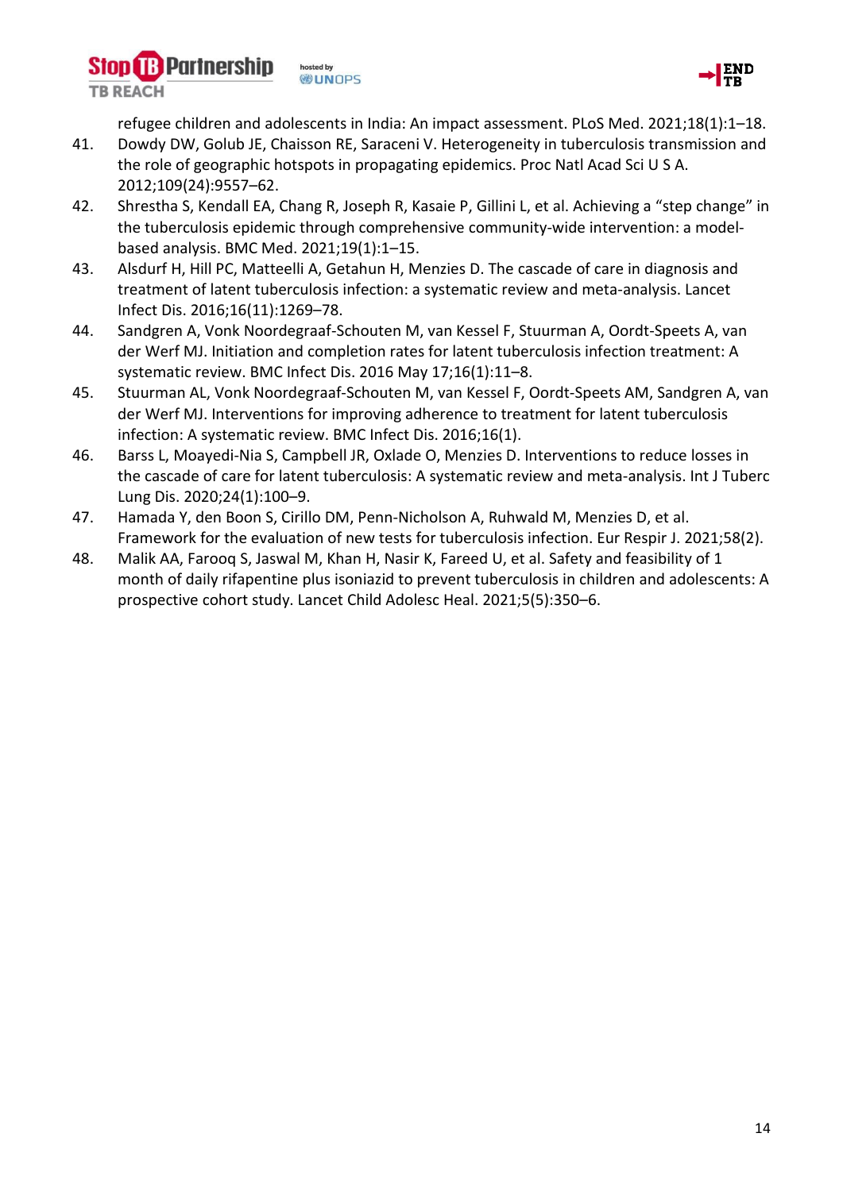refugee children and adolescents in India: An impact assessment. PLoS Med. 2021;18(1):1–18.

41. Dowdy DW, Golub JE, Chaisson RE, Saraceni V. Heterogeneity in tuberculosis transmission and the role of geographic hotspots in propagating epidemics. Proc Natl Acad Sci U S A. 2012;109(24):9557–62.
42. Shrestha S, Kendall EA, Chang R, Joseph R, Kasaie P, Gillini L, et al. Achieving a “step change” in the tuberculosis epidemic through comprehensive community-wide intervention: a model-based analysis. BMC Med. 2021;19(1):1–15.
43. Alsdurf H, Hill PC, Matteelli A, Getahun H, Menzies D. The cascade of care in diagnosis and treatment of latent tuberculosis infection: a systematic review and meta-analysis. Lancet Infect Dis. 2016;16(11):1269–78.
44. Sandgren A, Vonk Noordegraaf-Schouten M, van Kessel F, Stuurman A, Oordt-Speets A, van der Werf MJ. Initiation and completion rates for latent tuberculosis infection treatment: A systematic review. BMC Infect Dis. 2016 May 17;16(1):11–8.
45. Stuurman AL, Vonk Noordegraaf-Schouten M, van Kessel F, Oordt-Speets AM, Sandgren A, van der Werf MJ. Interventions for improving adherence to treatment for latent tuberculosis infection: A systematic review. BMC Infect Dis. 2016;16(1).
46. Barss L, Moayedi-Nia S, Campbell JR, Oxlade O, Menzies D. Interventions to reduce losses in the cascade of care for latent tuberculosis: A systematic review and meta-analysis. Int J Tuberc Lung Dis. 2020;24(1):100–9.
47. Hamada Y, den Boon S, Cirillo DM, Penn-Nicholson A, Ruhwald M, Menzies D, et al. Framework for the evaluation of new tests for tuberculosis infection. Eur Respir J. 2021;58(2).
48. Malik AA, Farooq S, Jaswal M, Khan H, Nasir K, Fareed U, et al. Safety and feasibility of 1 month of daily rifapentine plus isoniazid to prevent tuberculosis in children and adolescents: A prospective cohort study. Lancet Child Adolesc Heal. 2021;5(5):350–6.